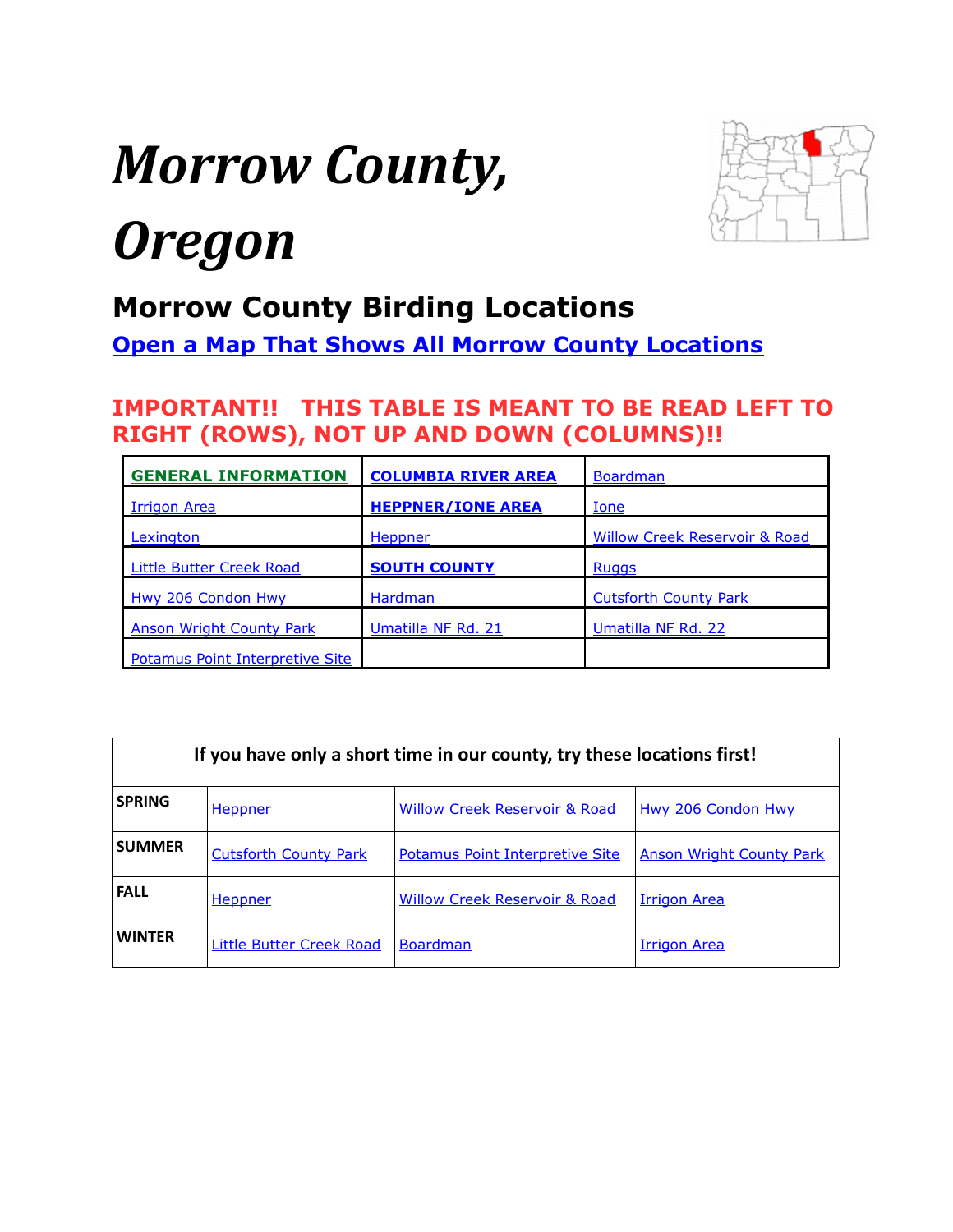# *Morrow County, Oregon*

## Morrow County Birding Locations

**Open a Map That Shows All Morrow County Locations**

**IMPORTANT!! THIS TABLE IS MEANT TO BE READ LEFT TO RIGHT (ROWS), NOT UP AND DOWN (COLUMNS)!!**

| | | |
|---|---|---|
| **GENERAL INFORMATION** | **COLUMBIA RIVER AREA** | Boardman |
| Irrigon Area | **HEPPNER/IONE AREA** | Ione |
| Lexington | Heppner | Willow Creek Reservoir & Road |
| Little Butter Creek Road | **SOUTH COUNTY** | Ruggs |
| Hwy 206 Condon Hwy | Hardman | Cutsforth County Park |
| Anson Wright County Park | Umatilla NF Rd. 21 | Umatilla NF Rd. 22 |
| Potamus Point Interpretive Site | | |

| If you have only a short time in our county, try these locations first! | | | |
|---|---|---|---|
| **SPRING** | Heppner | Willow Creek Reservoir & Road | Hwy 206 Condon Hwy |
| **SUMMER** | Cutsforth County Park | Potamus Point Interpretive Site | Anson Wright County Park |
| **FALL** | Heppner | Willow Creek Reservoir & Road | Irrigon Area |
| **WINTER** | Little Butter Creek Road | Boardman | Irrigon Area |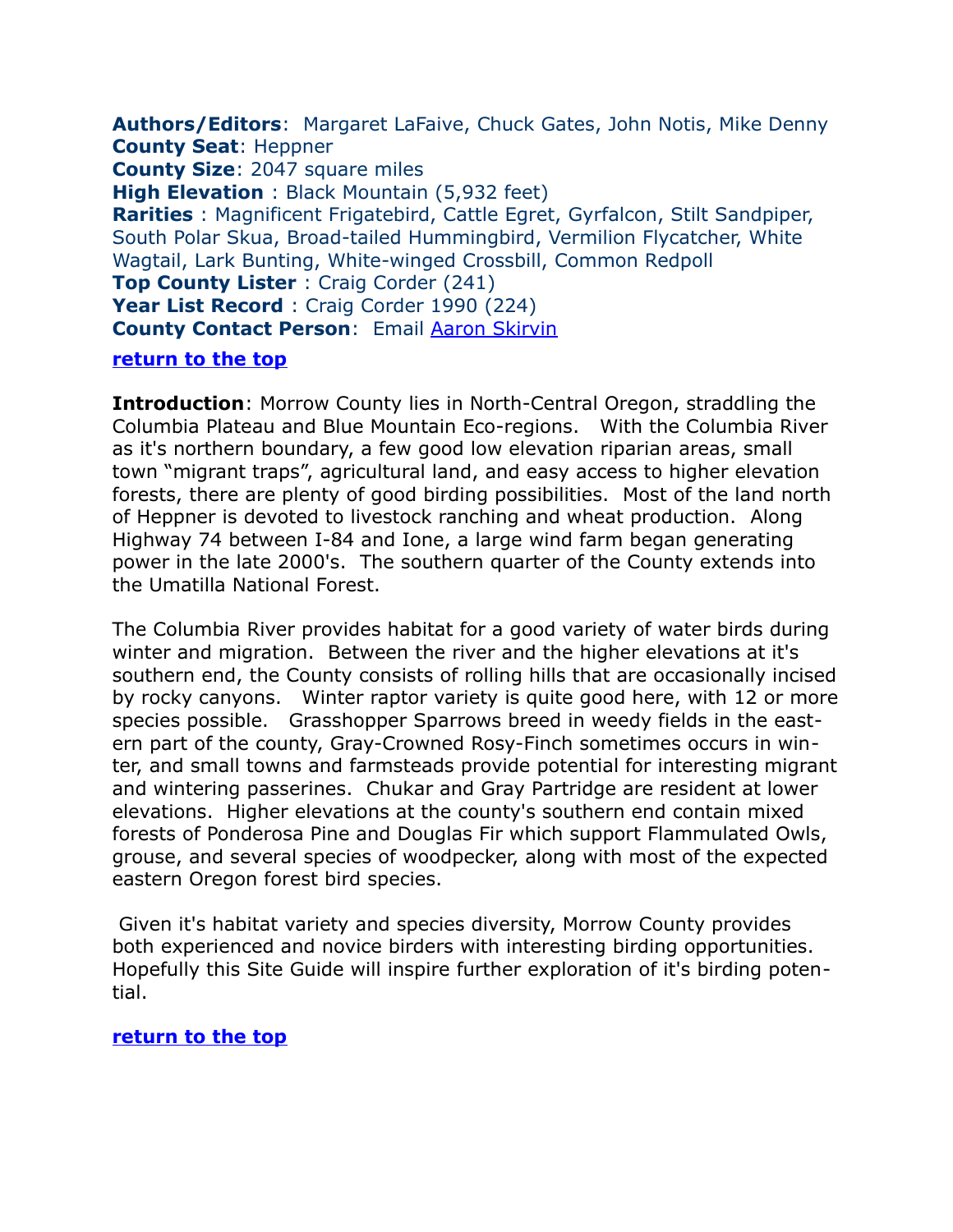**Authors/Editors**: Margaret LaFaive, Chuck Gates, John Notis, Mike Denny
**County Seat**: Heppner
**County Size**: 2047 square miles
**High Elevation** : Black Mountain (5,932 feet)
**Rarities** : Magnificent Frigatebird, Cattle Egret, Gyrfalcon, Stilt Sandpiper, South Polar Skua, Broad-tailed Hummingbird, Vermilion Flycatcher, White Wagtail, Lark Bunting, White-winged Crossbill, Common Redpoll
**Top County Lister** : Craig Corder (241)
**Year List Record** : Craig Corder 1990 (224)
**County Contact Person**: Email Aaron Skirvin

**return to the top**

**Introduction**: Morrow County lies in North-Central Oregon, straddling the Columbia Plateau and Blue Mountain Eco-regions. With the Columbia River as it's northern boundary, a few good low elevation riparian areas, small town "migrant traps", agricultural land, and easy access to higher elevation forests, there are plenty of good birding possibilities. Most of the land north of Heppner is devoted to livestock ranching and wheat production. Along Highway 74 between I-84 and Ione, a large wind farm began generating power in the late 2000's. The southern quarter of the County extends into the Umatilla National Forest.

The Columbia River provides habitat for a good variety of water birds during winter and migration. Between the river and the higher elevations at it's southern end, the County consists of rolling hills that are occasionally incised by rocky canyons. Winter raptor variety is quite good here, with 12 or more species possible. Grasshopper Sparrows breed in weedy fields in the eastern part of the county, Gray-Crowned Rosy-Finch sometimes occurs in winter, and small towns and farmsteads provide potential for interesting migrant and wintering passerines. Chukar and Gray Partridge are resident at lower elevations. Higher elevations at the county's southern end contain mixed forests of Ponderosa Pine and Douglas Fir which support Flammulated Owls, grouse, and several species of woodpecker, along with most of the expected eastern Oregon forest bird species.

Given it's habitat variety and species diversity, Morrow County provides both experienced and novice birders with interesting birding opportunities. Hopefully this Site Guide will inspire further exploration of it's birding potential.

**return to the top**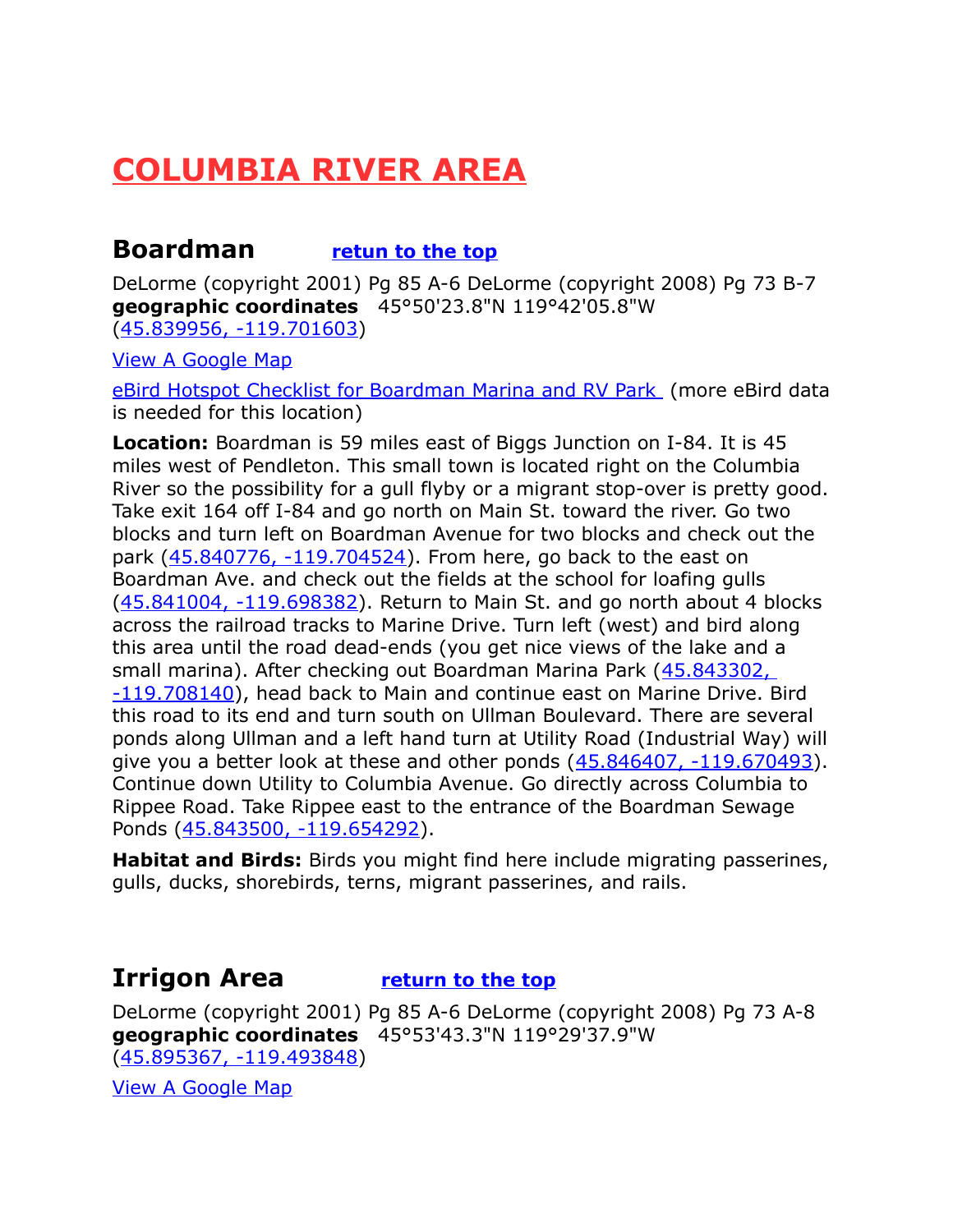# COLUMBIA RIVER AREA

## Boardman [retun to the top]

DeLorme (copyright 2001) Pg 85 A-6 DeLorme (copyright 2008) Pg 73 B-7
**geographic coordinates** 45°50'23.8"N 119°42'05.8"W
(45.839956, -119.701603)

View A Google Map

eBird Hotspot Checklist for Boardman Marina and RV Park (more eBird data is needed for this location)

**Location:** Boardman is 59 miles east of Biggs Junction on I-84. It is 45 miles west of Pendleton. This small town is located right on the Columbia River so the possibility for a gull flyby or a migrant stop-over is pretty good. Take exit 164 off I-84 and go north on Main St. toward the river. Go two blocks and turn left on Boardman Avenue for two blocks and check out the park (45.840776, -119.704524). From here, go back to the east on Boardman Ave. and check out the fields at the school for loafing gulls (45.841004, -119.698382). Return to Main St. and go north about 4 blocks across the railroad tracks to Marine Drive. Turn left (west) and bird along this area until the road dead-ends (you get nice views of the lake and a small marina). After checking out Boardman Marina Park (45.843302, -119.708140), head back to Main and continue east on Marine Drive. Bird this road to its end and turn south on Ullman Boulevard. There are several ponds along Ullman and a left hand turn at Utility Road (Industrial Way) will give you a better look at these and other ponds (45.846407, -119.670493). Continue down Utility to Columbia Avenue. Go directly across Columbia to Rippee Road. Take Rippee east to the entrance of the Boardman Sewage Ponds (45.843500, -119.654292).

**Habitat and Birds:** Birds you might find here include migrating passerines, gulls, ducks, shorebirds, terns, migrant passerines, and rails.

## Irrigon Area [return to the top]

DeLorme (copyright 2001) Pg 85 A-6 DeLorme (copyright 2008) Pg 73 A-8
**geographic coordinates** 45°53'43.3"N 119°29'37.9"W
(45.895367, -119.493848)

View A Google Map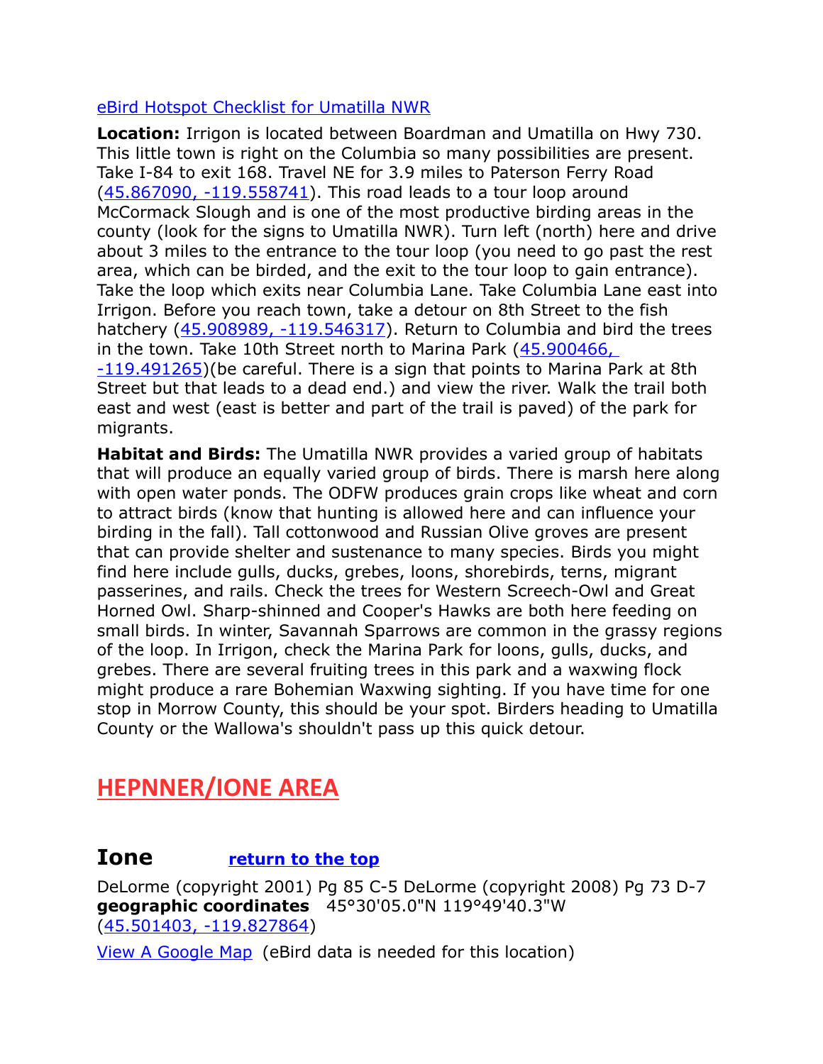[eBird Hotspot Checklist for Umatilla NWR]

**Location:** Irrigon is located between Boardman and Umatilla on Hwy 730. This little town is right on the Columbia so many possibilities are present. Take I-84 to exit 168. Travel NE for 3.9 miles to Paterson Ferry Road (45.867090, -119.558741). This road leads to a tour loop around McCormack Slough and is one of the most productive birding areas in the county (look for the signs to Umatilla NWR). Turn left (north) here and drive about 3 miles to the entrance to the tour loop (you need to go past the rest area, which can be birded, and the exit to the tour loop to gain entrance). Take the loop which exits near Columbia Lane. Take Columbia Lane east into Irrigon. Before you reach town, take a detour on 8th Street to the fish hatchery (45.908989, -119.546317). Return to Columbia and bird the trees in the town. Take 10th Street north to Marina Park (45.900466, -119.491265)(be careful. There is a sign that points to Marina Park at 8th Street but that leads to a dead end.) and view the river. Walk the trail both east and west (east is better and part of the trail is paved) of the park for migrants.

**Habitat and Birds:** The Umatilla NWR provides a varied group of habitats that will produce an equally varied group of birds. There is marsh here along with open water ponds. The ODFW produces grain crops like wheat and corn to attract birds (know that hunting is allowed here and can influence your birding in the fall). Tall cottonwood and Russian Olive groves are present that can provide shelter and sustenance to many species. Birds you might find here include gulls, ducks, grebes, loons, shorebirds, terns, migrant passerines, and rails. Check the trees for Western Screech-Owl and Great Horned Owl. Sharp-shinned and Cooper's Hawks are both here feeding on small birds. In winter, Savannah Sparrows are common in the grassy regions of the loop. In Irrigon, check the Marina Park for loons, gulls, ducks, and grebes. There are several fruiting trees in this park and a waxwing flock might produce a rare Bohemian Waxwing sighting. If you have time for one stop in Morrow County, this should be your spot. Birders heading to Umatilla County or the Wallowa's shouldn't pass up this quick detour.

# HEPNNER/IONE AREA

## Ione  **return to the top**

DeLorme (copyright 2001) Pg 85 C-5 DeLorme (copyright 2008) Pg 73 D-7
**geographic coordinates** 45°30'05.0"N 119°49'40.3"W
(45.501403, -119.827864)

View A Google Map (eBird data is needed for this location)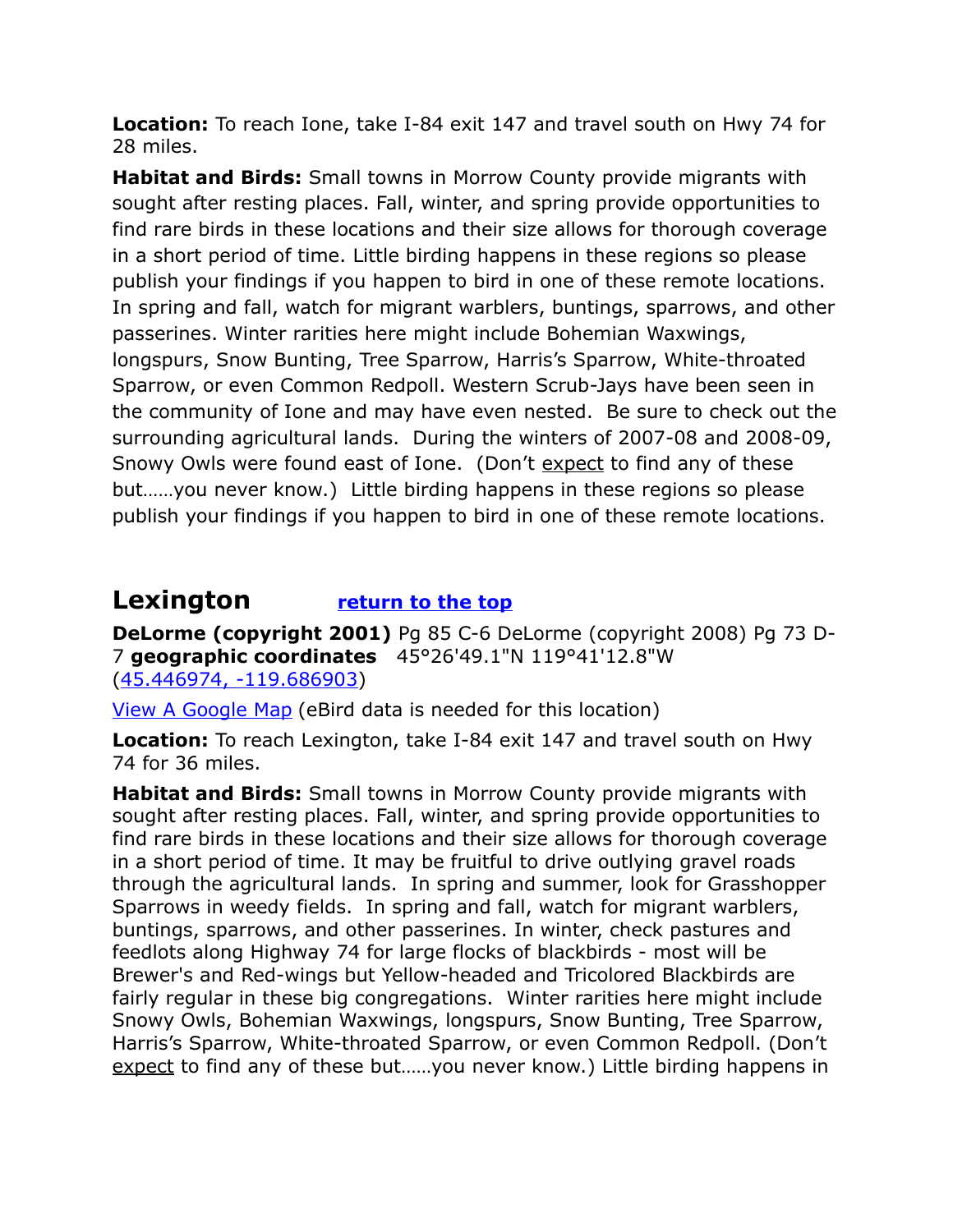**Location:** To reach Ione, take I-84 exit 147 and travel south on Hwy 74 for 28 miles.

**Habitat and Birds:** Small towns in Morrow County provide migrants with sought after resting places. Fall, winter, and spring provide opportunities to find rare birds in these locations and their size allows for thorough coverage in a short period of time. Little birding happens in these regions so please publish your findings if you happen to bird in one of these remote locations. In spring and fall, watch for migrant warblers, buntings, sparrows, and other passerines. Winter rarities here might include Bohemian Waxwings, longspurs, Snow Bunting, Tree Sparrow, Harris's Sparrow, White-throated Sparrow, or even Common Redpoll. Western Scrub-Jays have been seen in the community of Ione and may have even nested. Be sure to check out the surrounding agricultural lands. During the winters of 2007-08 and 2008-09, Snowy Owls were found east of Ione. (Don't expect to find any of these but……you never know.) Little birding happens in these regions so please publish your findings if you happen to bird in one of these remote locations.

## Lexington [return to the top]

**DeLorme (copyright 2001)** Pg 85 C-6 DeLorme (copyright 2008) Pg 73 D-7 **geographic coordinates** 45°26'49.1"N 119°41'12.8"W (45.446974, -119.686903)

View A Google Map (eBird data is needed for this location)

**Location:** To reach Lexington, take I-84 exit 147 and travel south on Hwy 74 for 36 miles.

**Habitat and Birds:** Small towns in Morrow County provide migrants with sought after resting places. Fall, winter, and spring provide opportunities to find rare birds in these locations and their size allows for thorough coverage in a short period of time. It may be fruitful to drive outlying gravel roads through the agricultural lands. In spring and summer, look for Grasshopper Sparrows in weedy fields. In spring and fall, watch for migrant warblers, buntings, sparrows, and other passerines. In winter, check pastures and feedlots along Highway 74 for large flocks of blackbirds - most will be Brewer's and Red-wings but Yellow-headed and Tricolored Blackbirds are fairly regular in these big congregations. Winter rarities here might include Snowy Owls, Bohemian Waxwings, longspurs, Snow Bunting, Tree Sparrow, Harris's Sparrow, White-throated Sparrow, or even Common Redpoll. (Don't expect to find any of these but……you never know.) Little birding happens in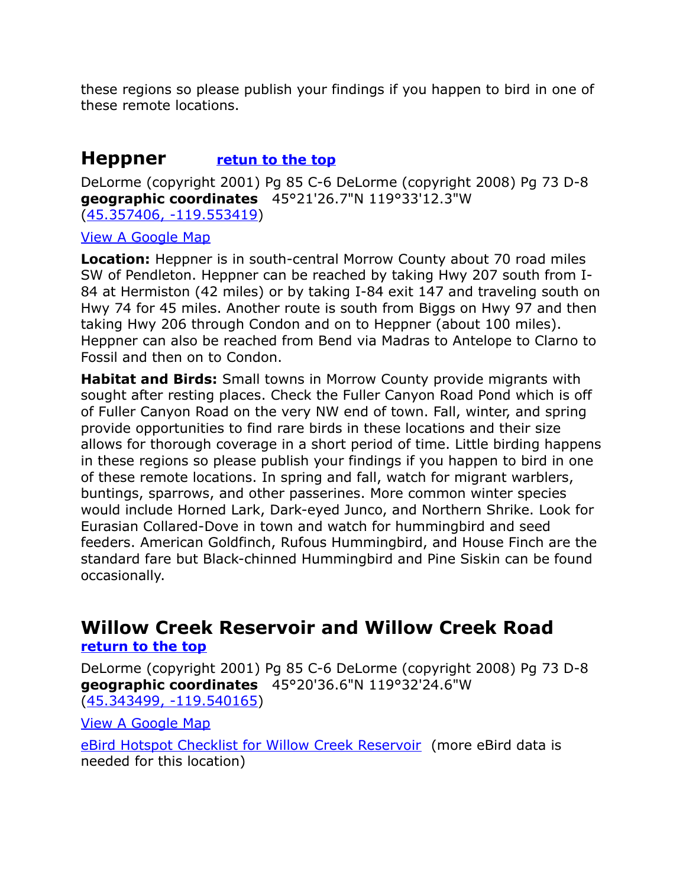these regions so please publish your findings if you happen to bird in one of these remote locations.

## Heppner [retun to the top]

DeLorme (copyright 2001) Pg 85 C-6 DeLorme (copyright 2008) Pg 73 D-8
**geographic coordinates** 45°21'26.7"N 119°33'12.3"W
(45.357406, -119.553419)

View A Google Map

**Location:** Heppner is in south-central Morrow County about 70 road miles SW of Pendleton. Heppner can be reached by taking Hwy 207 south from I-84 at Hermiston (42 miles) or by taking I-84 exit 147 and traveling south on Hwy 74 for 45 miles. Another route is south from Biggs on Hwy 97 and then taking Hwy 206 through Condon and on to Heppner (about 100 miles). Heppner can also be reached from Bend via Madras to Antelope to Clarno to Fossil and then on to Condon.

**Habitat and Birds:** Small towns in Morrow County provide migrants with sought after resting places. Check the Fuller Canyon Road Pond which is off of Fuller Canyon Road on the very NW end of town. Fall, winter, and spring provide opportunities to find rare birds in these locations and their size allows for thorough coverage in a short period of time. Little birding happens in these regions so please publish your findings if you happen to bird in one of these remote locations. In spring and fall, watch for migrant warblers, buntings, sparrows, and other passerines. More common winter species would include Horned Lark, Dark-eyed Junco, and Northern Shrike. Look for Eurasian Collared-Dove in town and watch for hummingbird and seed feeders. American Goldfinch, Rufous Hummingbird, and House Finch are the standard fare but Black-chinned Hummingbird and Pine Siskin can be found occasionally.

## Willow Creek Reservoir and Willow Creek Road

[return to the top]

DeLorme (copyright 2001) Pg 85 C-6 DeLorme (copyright 2008) Pg 73 D-8
**geographic coordinates** 45°20'36.6"N 119°32'24.6"W
(45.343499, -119.540165)

View A Google Map

eBird Hotspot Checklist for Willow Creek Reservoir (more eBird data is needed for this location)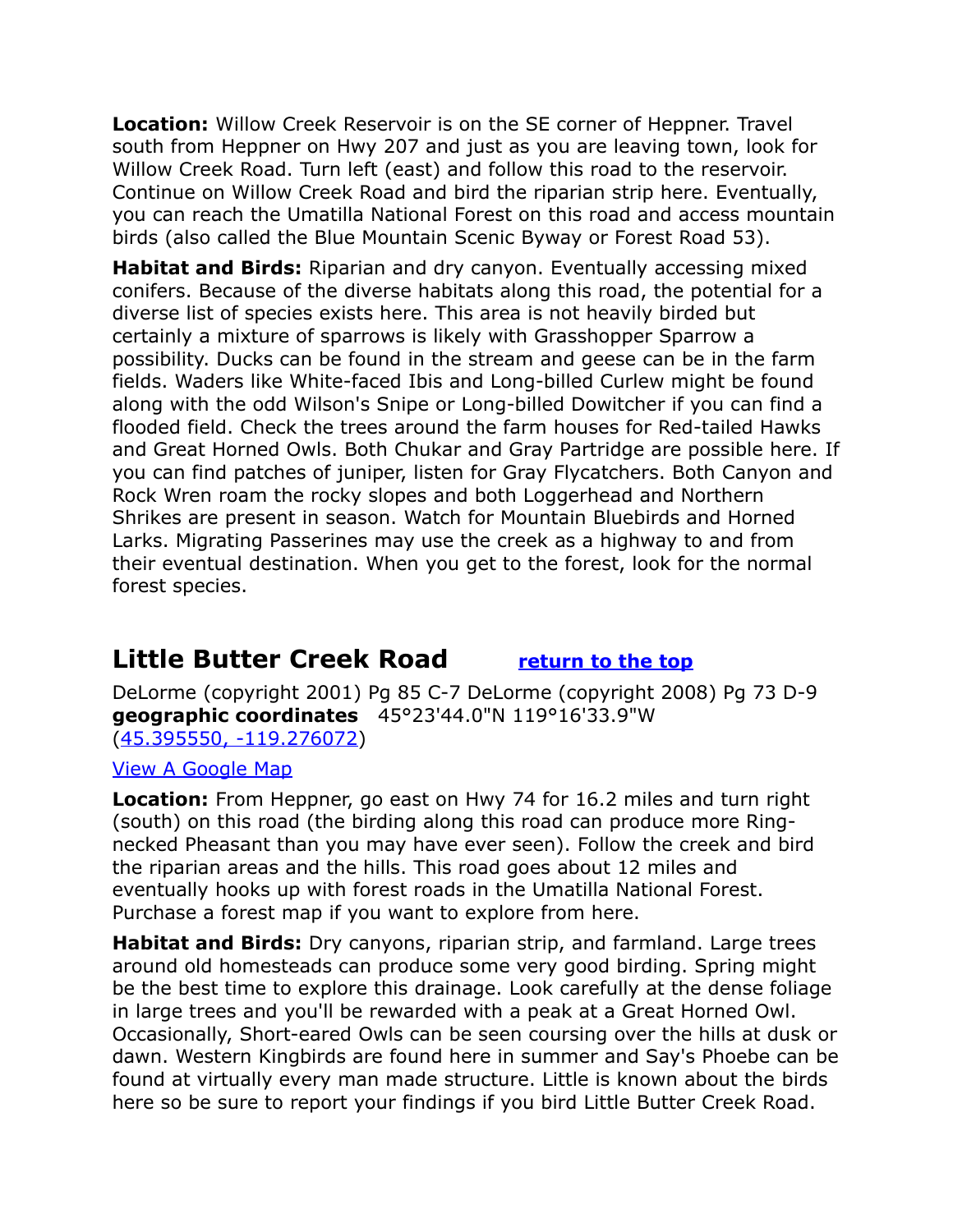**Location:** Willow Creek Reservoir is on the SE corner of Heppner. Travel south from Heppner on Hwy 207 and just as you are leaving town, look for Willow Creek Road. Turn left (east) and follow this road to the reservoir. Continue on Willow Creek Road and bird the riparian strip here. Eventually, you can reach the Umatilla National Forest on this road and access mountain birds (also called the Blue Mountain Scenic Byway or Forest Road 53).

**Habitat and Birds:** Riparian and dry canyon. Eventually accessing mixed conifers. Because of the diverse habitats along this road, the potential for a diverse list of species exists here. This area is not heavily birded but certainly a mixture of sparrows is likely with Grasshopper Sparrow a possibility. Ducks can be found in the stream and geese can be in the farm fields. Waders like White-faced Ibis and Long-billed Curlew might be found along with the odd Wilson's Snipe or Long-billed Dowitcher if you can find a flooded field. Check the trees around the farm houses for Red-tailed Hawks and Great Horned Owls. Both Chukar and Gray Partridge are possible here. If you can find patches of juniper, listen for Gray Flycatchers. Both Canyon and Rock Wren roam the rocky slopes and both Loggerhead and Northern Shrikes are present in season. Watch for Mountain Bluebirds and Horned Larks. Migrating Passerines may use the creek as a highway to and from their eventual destination. When you get to the forest, look for the normal forest species.

## Little Butter Creek Road

[return to the top](#)

DeLorme (copyright 2001) Pg 85 C-7 DeLorme (copyright 2008) Pg 73 D-9
**geographic coordinates** 45°23'44.0"N 119°16'33.9"W
([45.395550, -119.276072](#))

[View A Google Map](#)

**Location:** From Heppner, go east on Hwy 74 for 16.2 miles and turn right (south) on this road (the birding along this road can produce more Ring-necked Pheasant than you may have ever seen). Follow the creek and bird the riparian areas and the hills. This road goes about 12 miles and eventually hooks up with forest roads in the Umatilla National Forest. Purchase a forest map if you want to explore from here.

**Habitat and Birds:** Dry canyons, riparian strip, and farmland. Large trees around old homesteads can produce some very good birding. Spring might be the best time to explore this drainage. Look carefully at the dense foliage in large trees and you'll be rewarded with a peak at a Great Horned Owl. Occasionally, Short-eared Owls can be seen coursing over the hills at dusk or dawn. Western Kingbirds are found here in summer and Say's Phoebe can be found at virtually every man made structure. Little is known about the birds here so be sure to report your findings if you bird Little Butter Creek Road.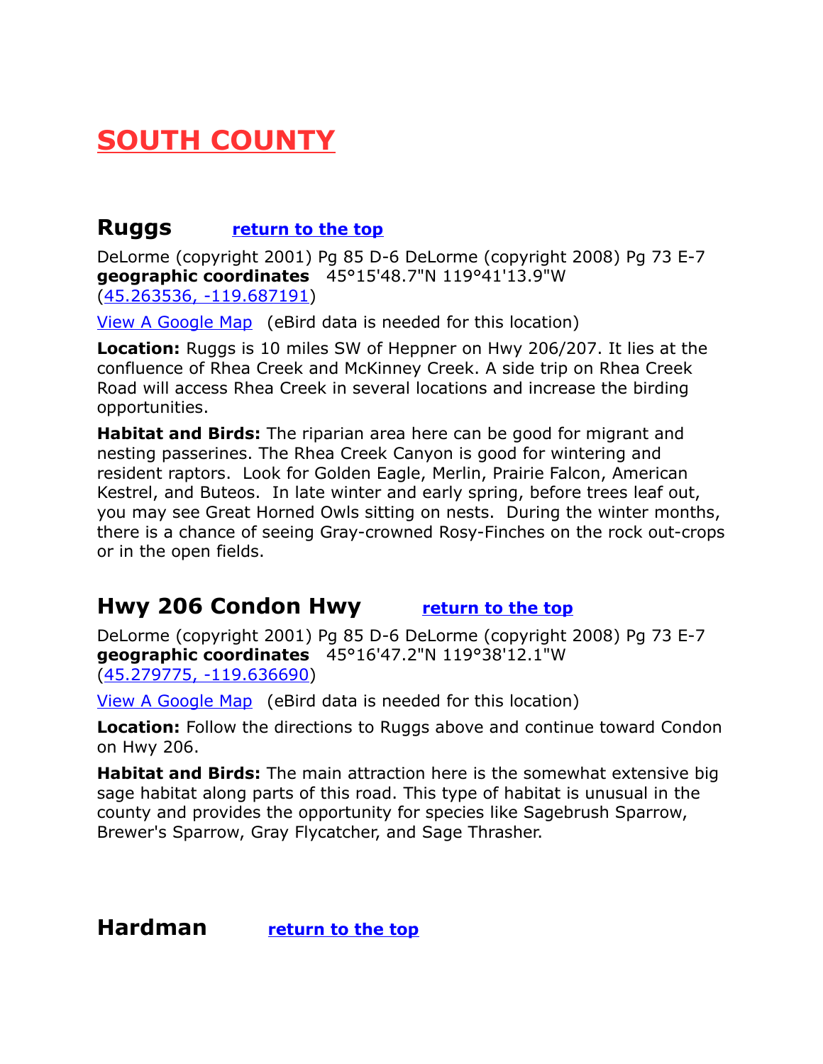# SOUTH COUNTY

## Ruggs    return to the top

DeLorme (copyright 2001) Pg 85 D-6 DeLorme (copyright 2008) Pg 73 E-7
**geographic coordinates** 45°15'48.7"N 119°41'13.9"W
(45.263536, -119.687191)

View A Google Map (eBird data is needed for this location)

**Location:** Ruggs is 10 miles SW of Heppner on Hwy 206/207. It lies at the confluence of Rhea Creek and McKinney Creek. A side trip on Rhea Creek Road will access Rhea Creek in several locations and increase the birding opportunities.

**Habitat and Birds:** The riparian area here can be good for migrant and nesting passerines. The Rhea Creek Canyon is good for wintering and resident raptors. Look for Golden Eagle, Merlin, Prairie Falcon, American Kestrel, and Buteos. In late winter and early spring, before trees leaf out, you may see Great Horned Owls sitting on nests. During the winter months, there is a chance of seeing Gray-crowned Rosy-Finches on the rock out-crops or in the open fields.

## Hwy 206 Condon Hwy    return to the top

DeLorme (copyright 2001) Pg 85 D-6 DeLorme (copyright 2008) Pg 73 E-7
**geographic coordinates** 45°16'47.2"N 119°38'12.1"W
(45.279775, -119.636690)

View A Google Map (eBird data is needed for this location)

**Location:** Follow the directions to Ruggs above and continue toward Condon on Hwy 206.

**Habitat and Birds:** The main attraction here is the somewhat extensive big sage habitat along parts of this road. This type of habitat is unusual in the county and provides the opportunity for species like Sagebrush Sparrow, Brewer's Sparrow, Gray Flycatcher, and Sage Thrasher.

## Hardman    return to the top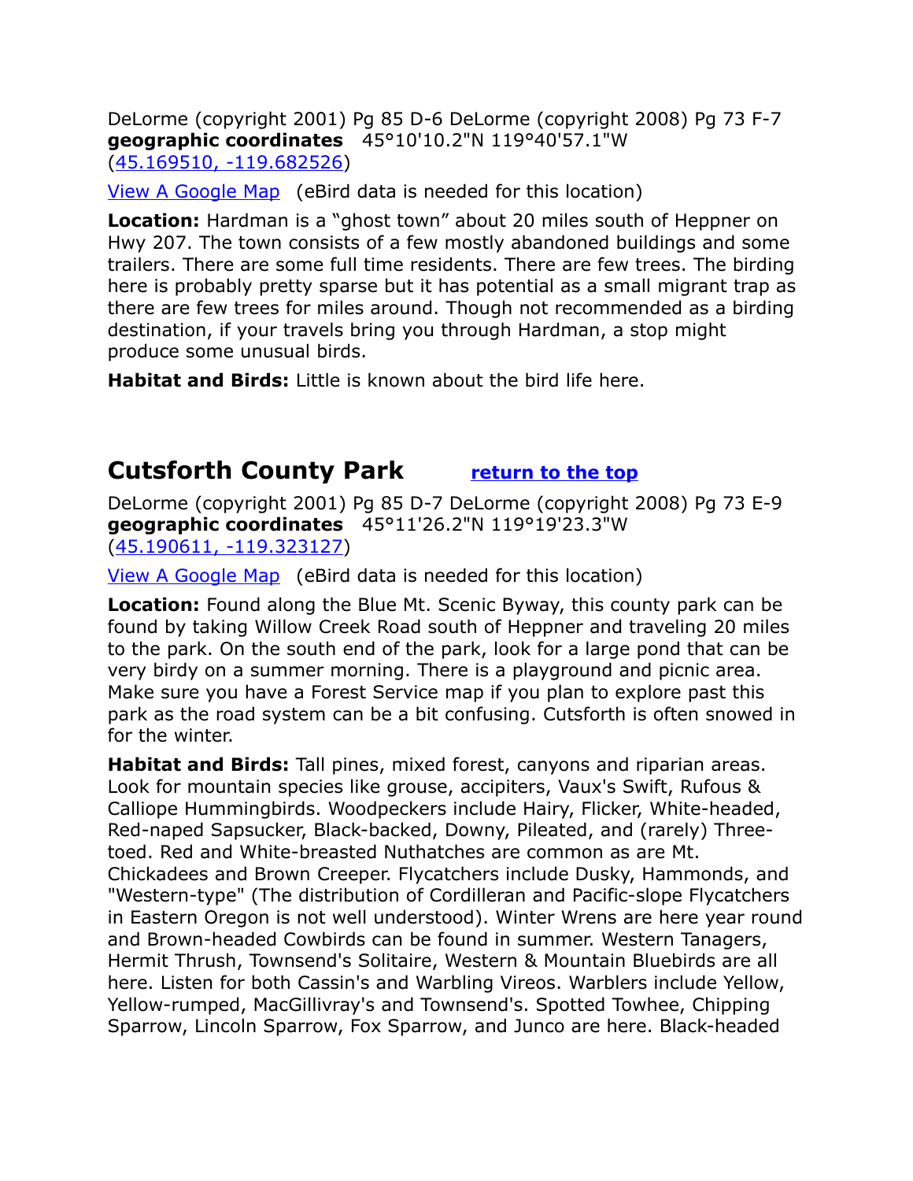DeLorme (copyright 2001) Pg 85 D-6 DeLorme (copyright 2008) Pg 73 F-7
**geographic coordinates** 45°10'10.2"N 119°40'57.1"W
(45.169510, -119.682526)

View A Google Map (eBird data is needed for this location)

**Location:** Hardman is a “ghost town” about 20 miles south of Heppner on Hwy 207. The town consists of a few mostly abandoned buildings and some trailers. There are some full time residents. There are few trees. The birding here is probably pretty sparse but it has potential as a small migrant trap as there are few trees for miles around. Though not recommended as a birding destination, if your travels bring you through Hardman, a stop might produce some unusual birds.

**Habitat and Birds:** Little is known about the bird life here.

## Cutsforth County Park

return to the top

DeLorme (copyright 2001) Pg 85 D-7 DeLorme (copyright 2008) Pg 73 E-9
**geographic coordinates** 45°11'26.2"N 119°19'23.3"W
(45.190611, -119.323127)

View A Google Map (eBird data is needed for this location)

**Location:** Found along the Blue Mt. Scenic Byway, this county park can be found by taking Willow Creek Road south of Heppner and traveling 20 miles to the park. On the south end of the park, look for a large pond that can be very birdy on a summer morning. There is a playground and picnic area. Make sure you have a Forest Service map if you plan to explore past this park as the road system can be a bit confusing. Cutsforth is often snowed in for the winter.

**Habitat and Birds:** Tall pines, mixed forest, canyons and riparian areas. Look for mountain species like grouse, accipiters, Vaux's Swift, Rufous & Calliope Hummingbirds. Woodpeckers include Hairy, Flicker, White-headed, Red-naped Sapsucker, Black-backed, Downy, Pileated, and (rarely) Three-toed. Red and White-breasted Nuthatches are common as are Mt. Chickadees and Brown Creeper. Flycatchers include Dusky, Hammonds, and "Western-type" (The distribution of Cordilleran and Pacific-slope Flycatchers in Eastern Oregon is not well understood). Winter Wrens are here year round and Brown-headed Cowbirds can be found in summer. Western Tanagers, Hermit Thrush, Townsend's Solitaire, Western & Mountain Bluebirds are all here. Listen for both Cassin's and Warbling Vireos. Warblers include Yellow, Yellow-rumped, MacGillivray's and Townsend's. Spotted Towhee, Chipping Sparrow, Lincoln Sparrow, Fox Sparrow, and Junco are here. Black-headed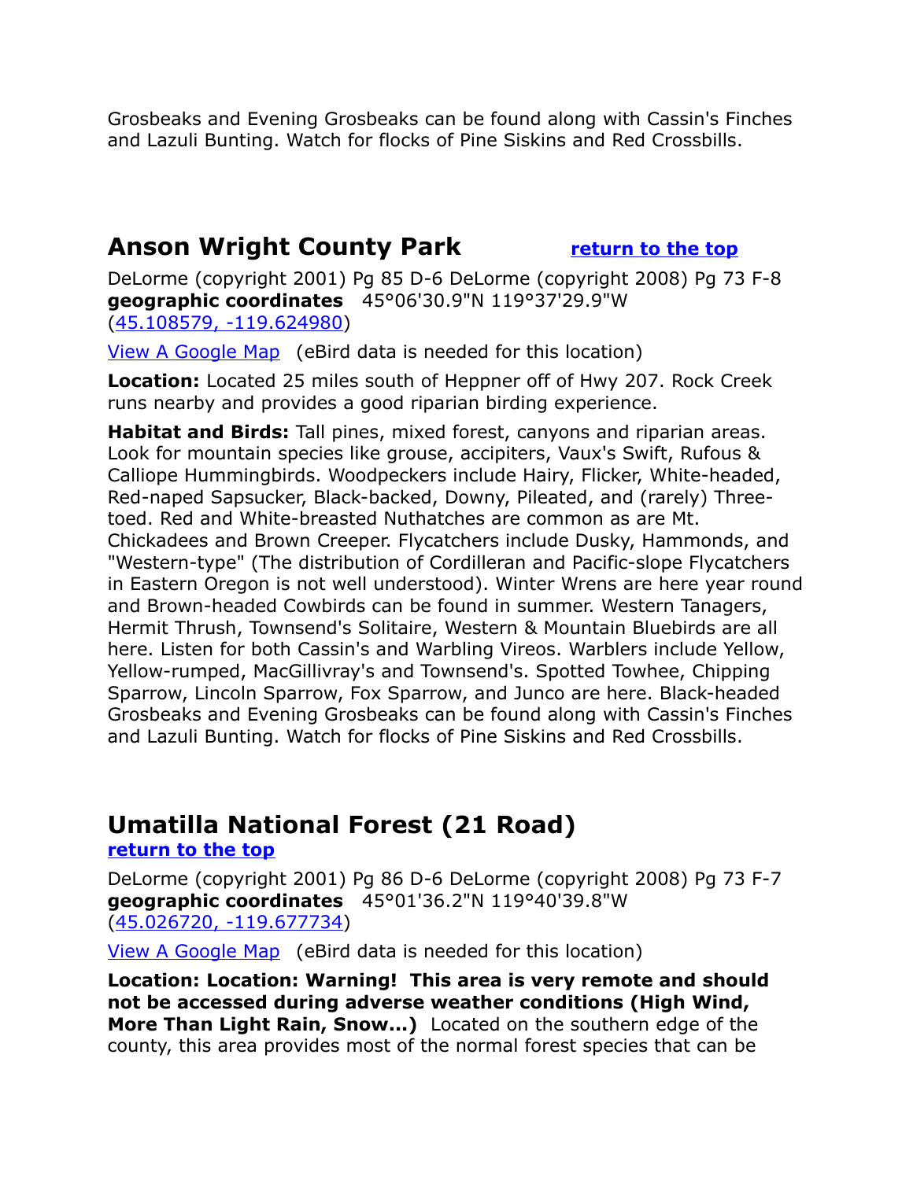Grosbeaks and Evening Grosbeaks can be found along with Cassin's Finches and Lazuli Bunting. Watch for flocks of Pine Siskins and Red Crossbills.

## Anson Wright County Park

[return to the top]

DeLorme (copyright 2001) Pg 85 D-6 DeLorme (copyright 2008) Pg 73 F-8
**geographic coordinates** 45°06'30.9"N 119°37'29.9"W
(45.108579, -119.624980)

View A Google Map (eBird data is needed for this location)

**Location:** Located 25 miles south of Heppner off of Hwy 207. Rock Creek runs nearby and provides a good riparian birding experience.

**Habitat and Birds:** Tall pines, mixed forest, canyons and riparian areas. Look for mountain species like grouse, accipiters, Vaux's Swift, Rufous & Calliope Hummingbirds. Woodpeckers include Hairy, Flicker, White-headed, Red-naped Sapsucker, Black-backed, Downy, Pileated, and (rarely) Three-toed. Red and White-breasted Nuthatches are common as are Mt. Chickadees and Brown Creeper. Flycatchers include Dusky, Hammonds, and "Western-type" (The distribution of Cordilleran and Pacific-slope Flycatchers in Eastern Oregon is not well understood). Winter Wrens are here year round and Brown-headed Cowbirds can be found in summer. Western Tanagers, Hermit Thrush, Townsend's Solitaire, Western & Mountain Bluebirds are all here. Listen for both Cassin's and Warbling Vireos. Warblers include Yellow, Yellow-rumped, MacGillivray's and Townsend's. Spotted Towhee, Chipping Sparrow, Lincoln Sparrow, Fox Sparrow, and Junco are here. Black-headed Grosbeaks and Evening Grosbeaks can be found along with Cassin's Finches and Lazuli Bunting. Watch for flocks of Pine Siskins and Red Crossbills.

## Umatilla National Forest (21 Road)

[return to the top]

DeLorme (copyright 2001) Pg 86 D-6 DeLorme (copyright 2008) Pg 73 F-7
**geographic coordinates** 45°01'36.2"N 119°40'39.8"W
(45.026720, -119.677734)

View A Google Map (eBird data is needed for this location)

**Location: Location: Warning! This area is very remote and should not be accessed during adverse weather conditions (High Wind, More Than Light Rain, Snow...)** Located on the southern edge of the county, this area provides most of the normal forest species that can be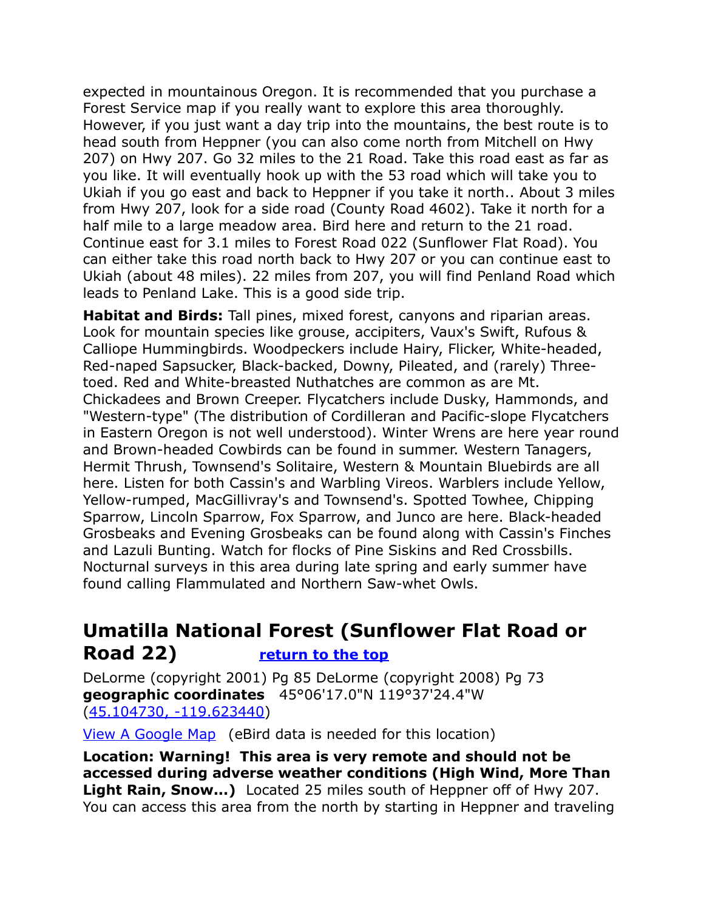expected in mountainous Oregon. It is recommended that you purchase a Forest Service map if you really want to explore this area thoroughly. However, if you just want a day trip into the mountains, the best route is to head south from Heppner (you can also come north from Mitchell on Hwy 207) on Hwy 207. Go 32 miles to the 21 Road. Take this road east as far as you like. It will eventually hook up with the 53 road which will take you to Ukiah if you go east and back to Heppner if you take it north.. About 3 miles from Hwy 207, look for a side road (County Road 4602). Take it north for a half mile to a large meadow area. Bird here and return to the 21 road. Continue east for 3.1 miles to Forest Road 022 (Sunflower Flat Road). You can either take this road north back to Hwy 207 or you can continue east to Ukiah (about 48 miles). 22 miles from 207, you will find Penland Road which leads to Penland Lake. This is a good side trip.

**Habitat and Birds:** Tall pines, mixed forest, canyons and riparian areas. Look for mountain species like grouse, accipiters, Vaux's Swift, Rufous & Calliope Hummingbirds. Woodpeckers include Hairy, Flicker, White-headed, Red-naped Sapsucker, Black-backed, Downy, Pileated, and (rarely) Three-toed. Red and White-breasted Nuthatches are common as are Mt. Chickadees and Brown Creeper. Flycatchers include Dusky, Hammonds, and "Western-type" (The distribution of Cordilleran and Pacific-slope Flycatchers in Eastern Oregon is not well understood). Winter Wrens are here year round and Brown-headed Cowbirds can be found in summer. Western Tanagers, Hermit Thrush, Townsend's Solitaire, Western & Mountain Bluebirds are all here. Listen for both Cassin's and Warbling Vireos. Warblers include Yellow, Yellow-rumped, MacGillivray's and Townsend's. Spotted Towhee, Chipping Sparrow, Lincoln Sparrow, Fox Sparrow, and Junco are here. Black-headed Grosbeaks and Evening Grosbeaks can be found along with Cassin's Finches and Lazuli Bunting. Watch for flocks of Pine Siskins and Red Crossbills. Nocturnal surveys in this area during late spring and early summer have found calling Flammulated and Northern Saw-whet Owls.

## Umatilla National Forest (Sunflower Flat Road or Road 22) [return to the top]

DeLorme (copyright 2001) Pg 85 DeLorme (copyright 2008) Pg 73
**geographic coordinates** 45°06'17.0"N 119°37'24.4"W
(45.104730, -119.623440)

View A Google Map (eBird data is needed for this location)

**Location: Warning! This area is very remote and should not be accessed during adverse weather conditions (High Wind, More Than Light Rain, Snow...)** Located 25 miles south of Heppner off of Hwy 207. You can access this area from the north by starting in Heppner and traveling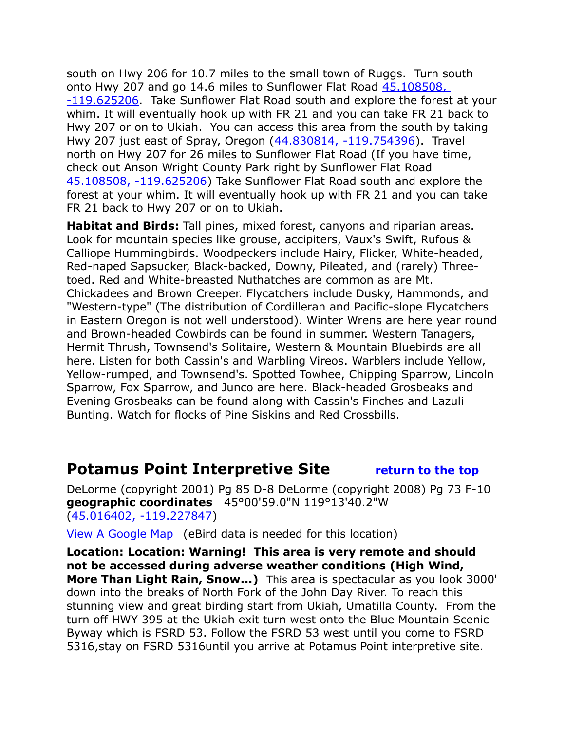south on Hwy 206 for 10.7 miles to the small town of Ruggs. Turn south onto Hwy 207 and go 14.6 miles to Sunflower Flat Road [45.108508, -119.625206](). Take Sunflower Flat Road south and explore the forest at your whim. It will eventually hook up with FR 21 and you can take FR 21 back to Hwy 207 or on to Ukiah. You can access this area from the south by taking Hwy 207 just east of Spray, Oregon ([44.830814, -119.754396]()). Travel north on Hwy 207 for 26 miles to Sunflower Flat Road (If you have time, check out Anson Wright County Park right by Sunflower Flat Road [45.108508, -119.625206]()) Take Sunflower Flat Road south and explore the forest at your whim. It will eventually hook up with FR 21 and you can take FR 21 back to Hwy 207 or on to Ukiah.

**Habitat and Birds:** Tall pines, mixed forest, canyons and riparian areas. Look for mountain species like grouse, accipiters, Vaux's Swift, Rufous & Calliope Hummingbirds. Woodpeckers include Hairy, Flicker, White-headed, Red-naped Sapsucker, Black-backed, Downy, Pileated, and (rarely) Three-toed. Red and White-breasted Nuthatches are common as are Mt. Chickadees and Brown Creeper. Flycatchers include Dusky, Hammonds, and "Western-type" (The distribution of Cordilleran and Pacific-slope Flycatchers in Eastern Oregon is not well understood). Winter Wrens are here year round and Brown-headed Cowbirds can be found in summer. Western Tanagers, Hermit Thrush, Townsend's Solitaire, Western & Mountain Bluebirds are all here. Listen for both Cassin's and Warbling Vireos. Warblers include Yellow, Yellow-rumped, and Townsend's. Spotted Towhee, Chipping Sparrow, Lincoln Sparrow, Fox Sparrow, and Junco are here. Black-headed Grosbeaks and Evening Grosbeaks can be found along with Cassin's Finches and Lazuli Bunting. Watch for flocks of Pine Siskins and Red Crossbills.

## Potamus Point Interpretive Site

[return to the top]()

DeLorme (copyright 2001) Pg 85 D-8 DeLorme (copyright 2008) Pg 73 F-10 **geographic coordinates** 45°00'59.0"N 119°13'40.2"W ([45.016402, -119.227847]())

[View A Google Map]() (eBird data is needed for this location)

**Location: Location: Warning! This area is very remote and should not be accessed during adverse weather conditions (High Wind, More Than Light Rain, Snow...)** This area is spectacular as you look 3000' down into the breaks of North Fork of the John Day River. To reach this stunning view and great birding start from Ukiah, Umatilla County. From the turn off HWY 395 at the Ukiah exit turn west onto the Blue Mountain Scenic Byway which is FSRD 53. Follow the FSRD 53 west until you come to FSRD 5316,stay on FSRD 5316until you arrive at Potamus Point interpretive site.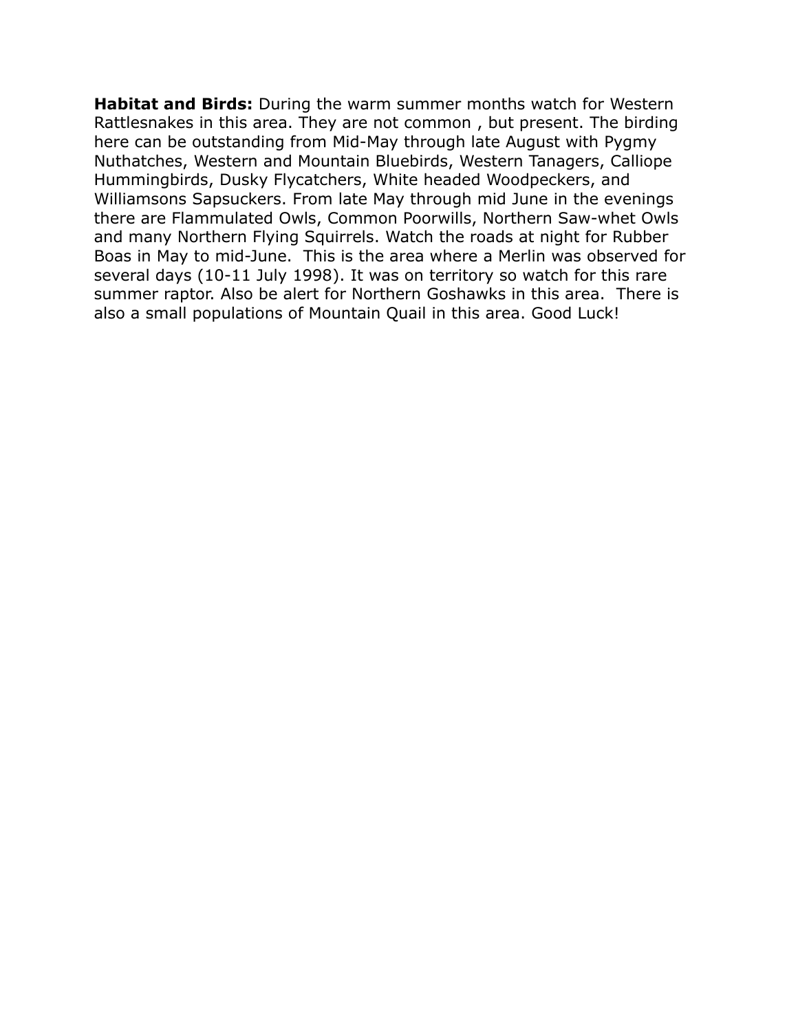**Habitat and Birds:** During the warm summer months watch for Western Rattlesnakes in this area. They are not common , but present. The birding here can be outstanding from Mid-May through late August with Pygmy Nuthatches, Western and Mountain Bluebirds, Western Tanagers, Calliope Hummingbirds, Dusky Flycatchers, White headed Woodpeckers, and Williamsons Sapsuckers. From late May through mid June in the evenings there are Flammulated Owls, Common Poorwills, Northern Saw-whet Owls and many Northern Flying Squirrels. Watch the roads at night for Rubber Boas in May to mid-June. This is the area where a Merlin was observed for several days (10-11 July 1998). It was on territory so watch for this rare summer raptor. Also be alert for Northern Goshawks in this area. There is also a small populations of Mountain Quail in this area. Good Luck!